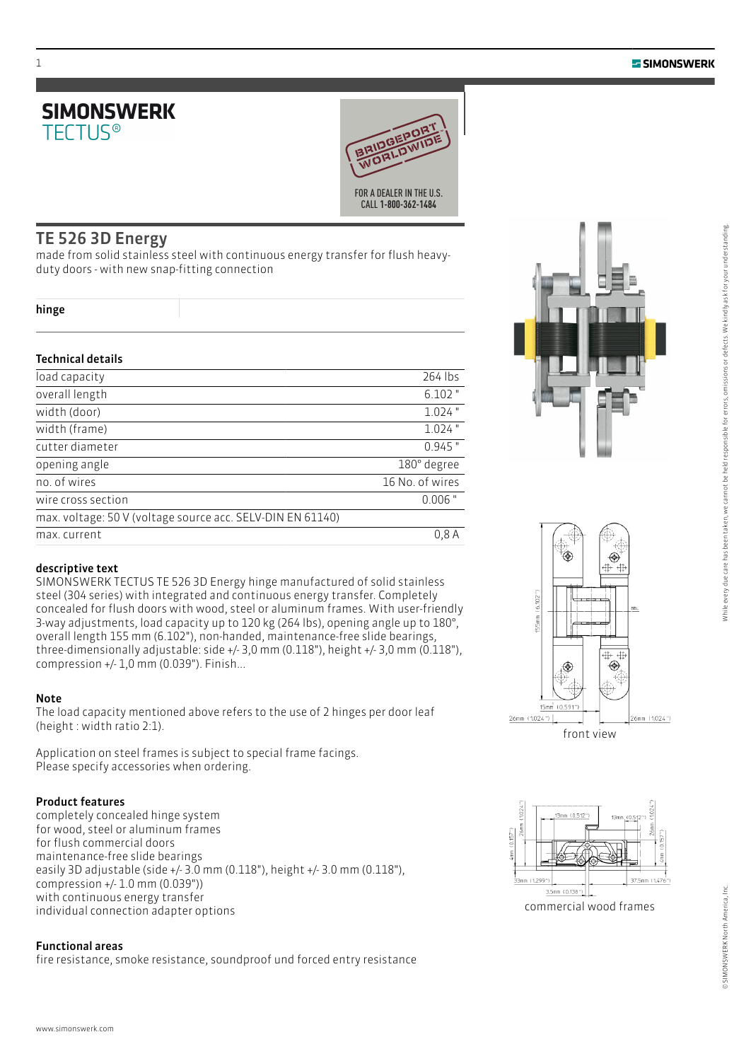# SIMONSWERK TECTUS®

FOR A DEALER IN THE U.S. CALL 1-800-362-1484

## TE 526 3D Energy

made from solid stainless steel with continuous energy transfer for flush heavy-duty doors - with new snap-fitting connection

**hinge**

### Technical details

| | |
|---|---|
| load capacity | 264 lbs |
| overall length | 6.102 " |
| width (door) | 1.024 " |
| width (frame) | 1.024 " |
| cutter diameter | 0.945 " |
| opening angle | 180° degree |
| no. of wires | 16 No. of wires |
| wire cross section | 0.006 " |
| max. voltage: 50 V (voltage source acc. SELV-DIN EN 61140) | |
| max. current | 0,8 A |

### descriptive text

SIMONSWERK TECTUS TE 526 3D Energy hinge manufactured of solid stainless steel (304 series) with integrated and continuous energy transfer. Completely concealed for flush doors with wood, steel or aluminum frames. With user-friendly 3-way adjustments, load capacity up to 120 kg (264 lbs), opening angle up to 180°, overall length 155 mm (6.102"), non-handed, maintenance-free slide bearings, three-dimensionally adjustable: side +/- 3,0 mm (0.118"), height +/- 3,0 mm (0.118"), compression +/- 1,0 mm (0.039"). Finish...

### Note

The load capacity mentioned above refers to the use of 2 hinges per door leaf (height : width ratio 2:1).

Application on steel frames is subject to special frame facings. Please specify accessories when ordering.

### Product features

completely concealed hinge system
for wood, steel or aluminum frames
for flush commercial doors
maintenance-free slide bearings
easily 3D adjustable (side +/- 3.0 mm (0.118"), height +/- 3.0 mm (0.118"), compression +/- 1.0 mm (0.039"))
with continuous energy transfer
individual connection adapter options

### Functional areas

fire resistance, smoke resistance, soundproof und forced entry resistance

155mm (6.102") · 15mm (0.591") · 26mm (1.024") · 26mm (1.024")

front view

13mm (0.512") · 13mm (0.512") · 26mm (1.024") · 26mm (1.024") · 4mm (0.157") · 4mm (0.157") · 33mm (1.299") · 37.5mm (1.476") · 3.5mm (0.138")

commercial wood frames

While every due care has been taken, we cannot be held responsible for errors, omissions or defects. We kindly ask for your understanding.

© SIMONSWERK North America, Inc.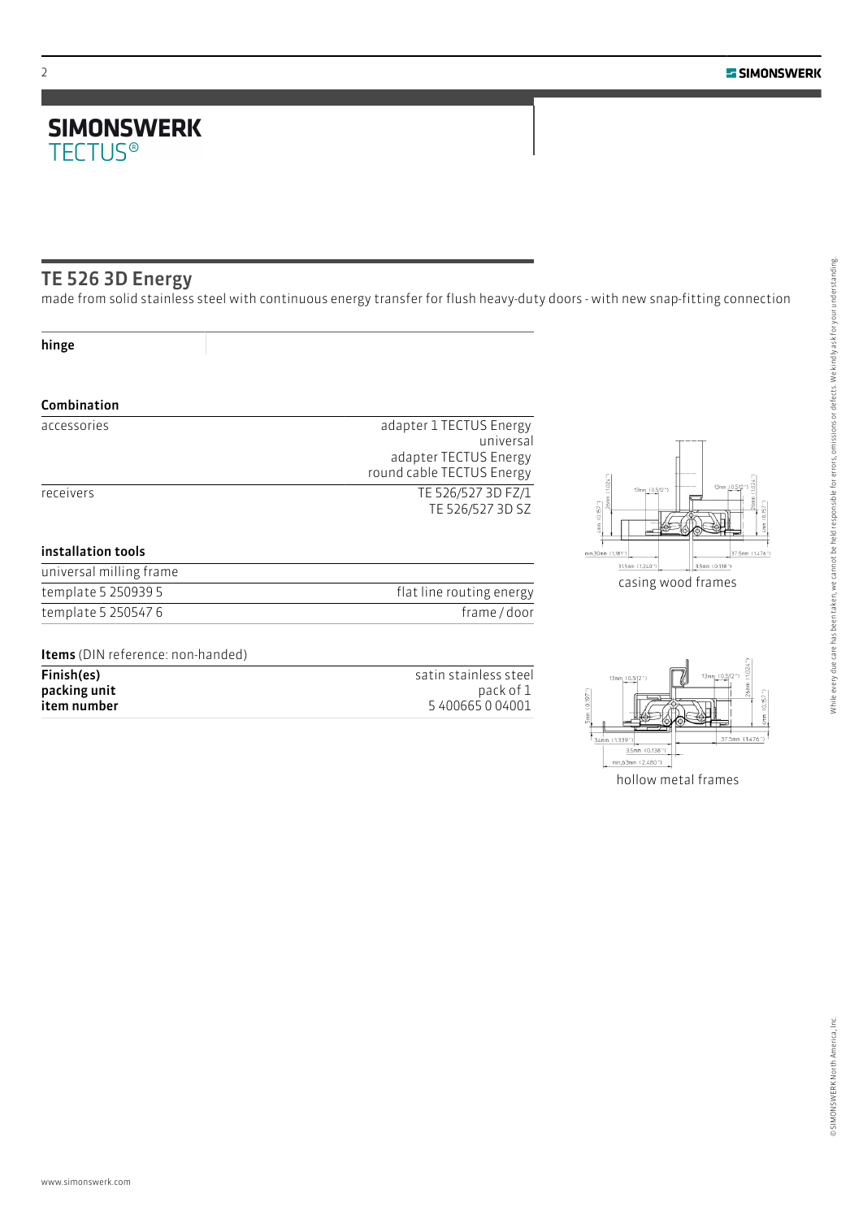# SIMONSWERK
TECTUS®

## TE 526 3D Energy

made from solid stainless steel with continuous energy transfer for flush heavy-duty doors - with new snap-fitting connection

**hinge**

### Combination

| | |
|---|---|
| accessories | adapter 1 TECTUS Energy universal<br>adapter TECTUS Energy<br>round cable TECTUS Energy |
| receivers | TE 526/527 3D FZ/1<br>TE 526/527 3D SZ |

### installation tools

| | |
|---|---|
| universal milling frame | |
| template 5 250939 5 | flat line routing energy |
| template 5 250547 6 | frame / door |

**Items** (DIN reference: non-handed)

| | |
|---|---|
| **Finish(es)** | satin stainless steel |
| **packing unit** | pack of 1 |
| **item number** | 5 400665 0 04001 |

casing wood frames

hollow metal frames

While every due care has been taken, we cannot be held responsible for errors, omissions or defects. We kindly ask for your understanding.

© SIMONSWERK North America, Inc.